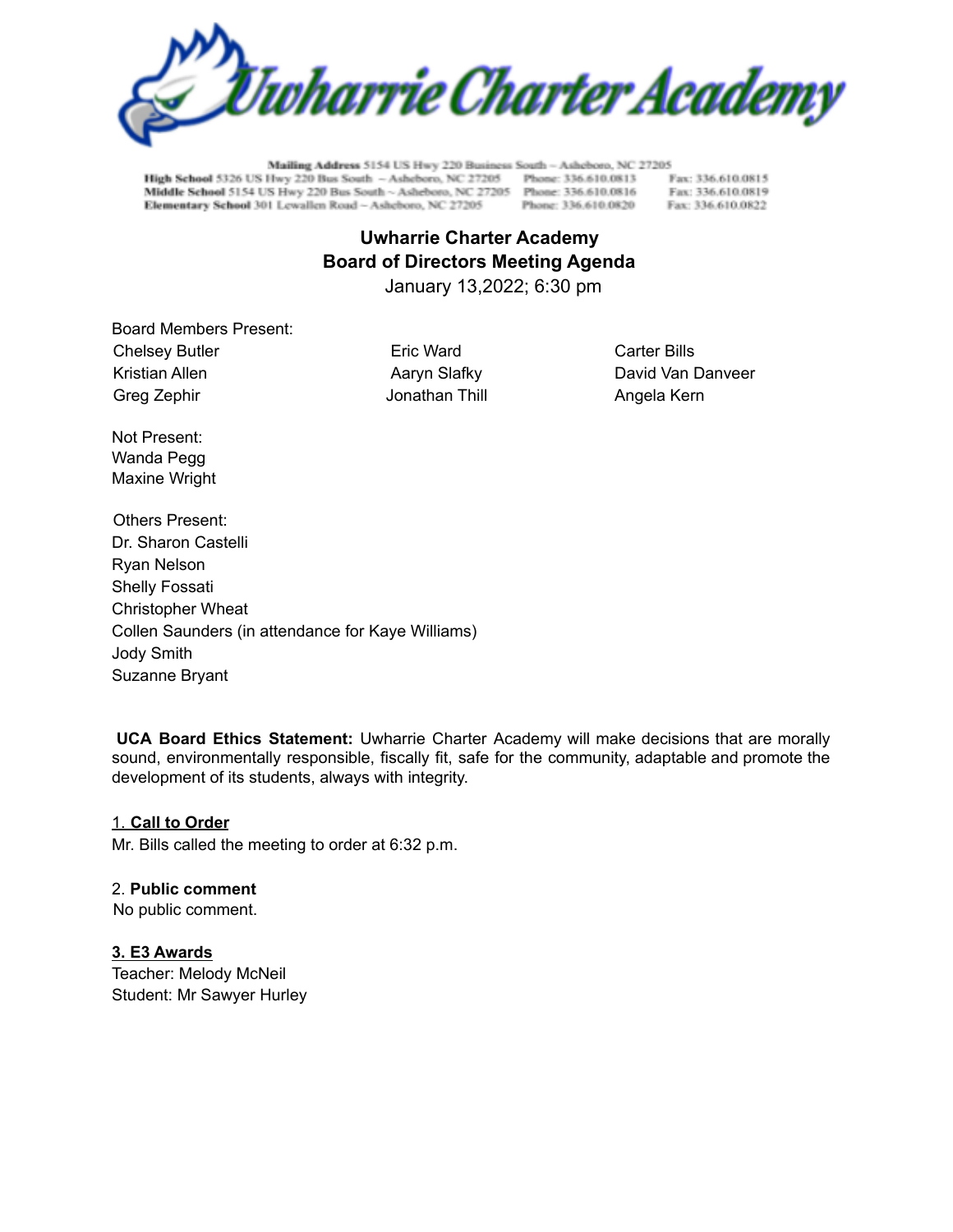Mailing Address 5154 US Hwy 220 Business South – Asheboro, NC 27205
High School 5326 US Hwy 220 Bus South – Asheboro, NC 27205 Phone: 336.610.0813 Fax: 336.610.0815
Middle School 5154 US Hwy 220 Bus South – Asheboro, NC 27205 Phone: 336.610.0816 Fax: 336.610.0819
Elementary School 301 Lewallen Road – Asheboro, NC 27205 Phone: 336.610.0820 Fax: 336.610.0822

# Uwharrie Charter Academy
## Board of Directors Meeting Agenda

January 13,2022; 6:30 pm

Board Members Present:

Chelsey Butler
Kristian Allen
Greg Zephir
Eric Ward
Aaryn Slafky
Jonathan Thill
Carter Bills
David Van Danveer
Angela Kern

Not Present:
Wanda Pegg
Maxine Wright

Others Present:
Dr. Sharon Castelli
Ryan Nelson
Shelly Fossati
Christopher Wheat
Collen Saunders (in attendance for Kaye Williams)
Jody Smith
Suzanne Bryant

**UCA Board Ethics Statement:** Uwharrie Charter Academy will make decisions that are morally sound, environmentally responsible, fiscally fit, safe for the community, adaptable and promote the development of its students, always with integrity.

1. **Call to Order**

Mr. Bills called the meeting to order at 6:32 p.m.

2. **Public comment**

No public comment.

**3. E3 Awards**

Teacher: Melody McNeil
Student: Mr Sawyer Hurley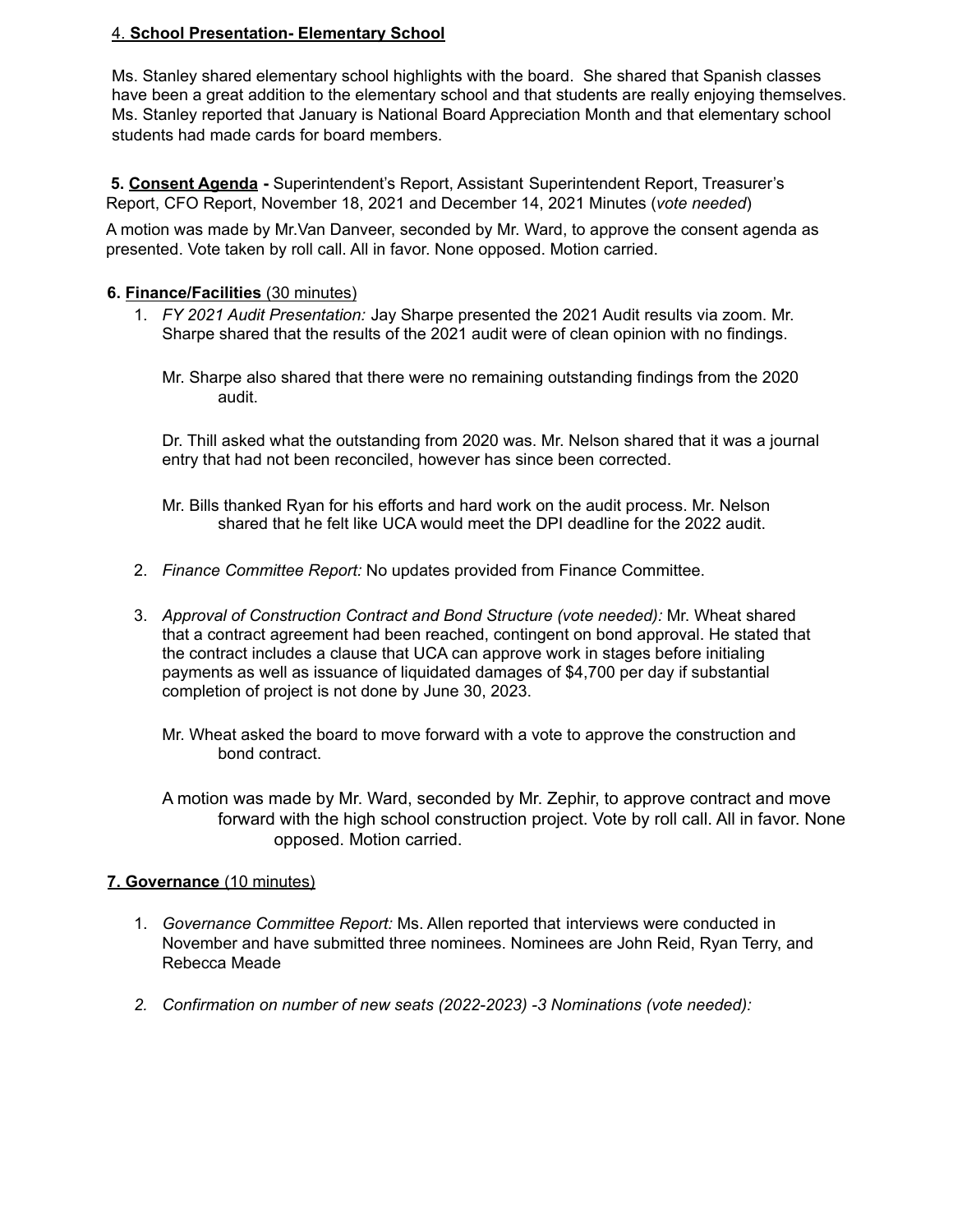4. **School Presentation- Elementary School**

Ms. Stanley shared elementary school highlights with the board. She shared that Spanish classes have been a great addition to the elementary school and that students are really enjoying themselves. Ms. Stanley reported that January is National Board Appreciation Month and that elementary school students had made cards for board members.

**5. Consent Agenda -** Superintendent's Report, Assistant Superintendent Report, Treasurer's Report, CFO Report, November 18, 2021 and December 14, 2021 Minutes (*vote needed*)

A motion was made by Mr.Van Danveer, seconded by Mr. Ward, to approve the consent agenda as presented. Vote taken by roll call. All in favor. None opposed. Motion carried.

**6. Finance/Facilities** (30 minutes)

1. *FY 2021 Audit Presentation:* Jay Sharpe presented the 2021 Audit results via zoom. Mr. Sharpe shared that the results of the 2021 audit were of clean opinion with no findings.

   Mr. Sharpe also shared that there were no remaining outstanding findings from the 2020 audit.

   Dr. Thill asked what the outstanding from 2020 was. Mr. Nelson shared that it was a journal entry that had not been reconciled, however has since been corrected.

   Mr. Bills thanked Ryan for his efforts and hard work on the audit process. Mr. Nelson shared that he felt like UCA would meet the DPI deadline for the 2022 audit.

2. *Finance Committee Report:* No updates provided from Finance Committee.

3. *Approval of Construction Contract and Bond Structure (vote needed):* Mr. Wheat shared that a contract agreement had been reached, contingent on bond approval. He stated that the contract includes a clause that UCA can approve work in stages before initialing payments as well as issuance of liquidated damages of $4,700 per day if substantial completion of project is not done by June 30, 2023.

   Mr. Wheat asked the board to move forward with a vote to approve the construction and bond contract.

   A motion was made by Mr. Ward, seconded by Mr. Zephir, to approve contract and move forward with the high school construction project. Vote by roll call. All in favor. None opposed. Motion carried.

**7. Governance** (10 minutes)

1. *Governance Committee Report:* Ms. Allen reported that interviews were conducted in November and have submitted three nominees. Nominees are John Reid, Ryan Terry, and Rebecca Meade

2. *Confirmation on number of new seats (2022-2023) -3 Nominations (vote needed):*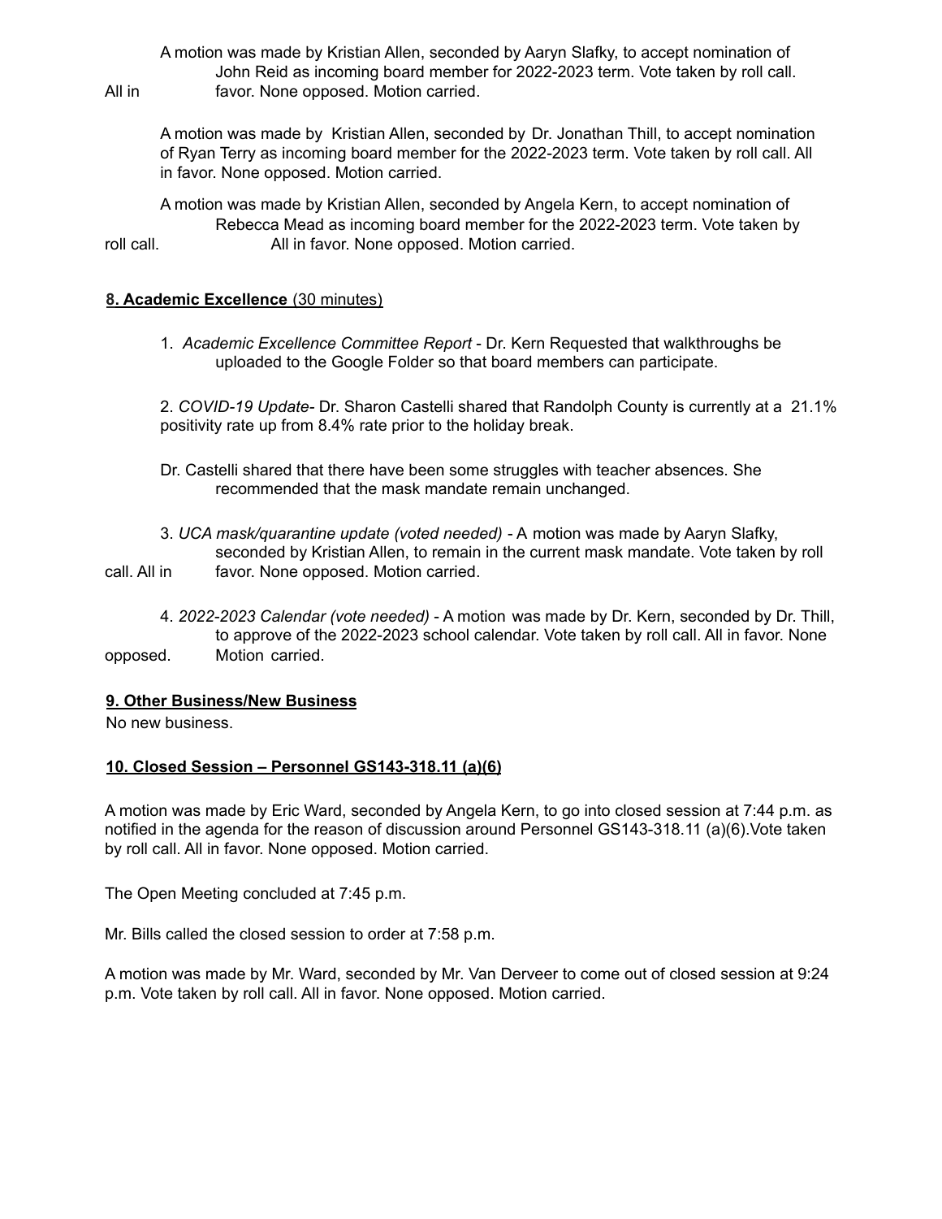A motion was made by Kristian Allen, seconded by Aaryn Slafky, to accept nomination of John Reid as incoming board member for 2022-2023 term. Vote taken by roll call. All in favor. None opposed. Motion carried.

A motion was made by Kristian Allen, seconded by Dr. Jonathan Thill, to accept nomination of Ryan Terry as incoming board member for the 2022-2023 term. Vote taken by roll call. All in favor. None opposed. Motion carried.

A motion was made by Kristian Allen, seconded by Angela Kern, to accept nomination of Rebecca Mead as incoming board member for the 2022-2023 term. Vote taken by roll call. All in favor. None opposed. Motion carried.

**8. Academic Excellence** (30 minutes)

1. *Academic Excellence Committee Report* - Dr. Kern Requested that walkthroughs be uploaded to the Google Folder so that board members can participate.

2. *COVID-19 Update*- Dr. Sharon Castelli shared that Randolph County is currently at a 21.1% positivity rate up from 8.4% rate prior to the holiday break.

Dr. Castelli shared that there have been some struggles with teacher absences. She recommended that the mask mandate remain unchanged.

3. *UCA mask/quarantine update (voted needed)* - A motion was made by Aaryn Slafky, seconded by Kristian Allen, to remain in the current mask mandate. Vote taken by roll call. All in favor. None opposed. Motion carried.

4. *2022-2023 Calendar (vote needed)* - A motion was made by Dr. Kern, seconded by Dr. Thill, to approve of the 2022-2023 school calendar. Vote taken by roll call. All in favor. None opposed. Motion carried.

**9. Other Business/New Business**

No new business.

**10. Closed Session – Personnel GS143-318.11 (a)(6)**

A motion was made by Eric Ward, seconded by Angela Kern, to go into closed session at 7:44 p.m. as notified in the agenda for the reason of discussion around Personnel GS143-318.11 (a)(6).Vote taken by roll call. All in favor. None opposed. Motion carried.

The Open Meeting concluded at 7:45 p.m.

Mr. Bills called the closed session to order at 7:58 p.m.

A motion was made by Mr. Ward, seconded by Mr. Van Derveer to come out of closed session at 9:24 p.m. Vote taken by roll call. All in favor. None opposed. Motion carried.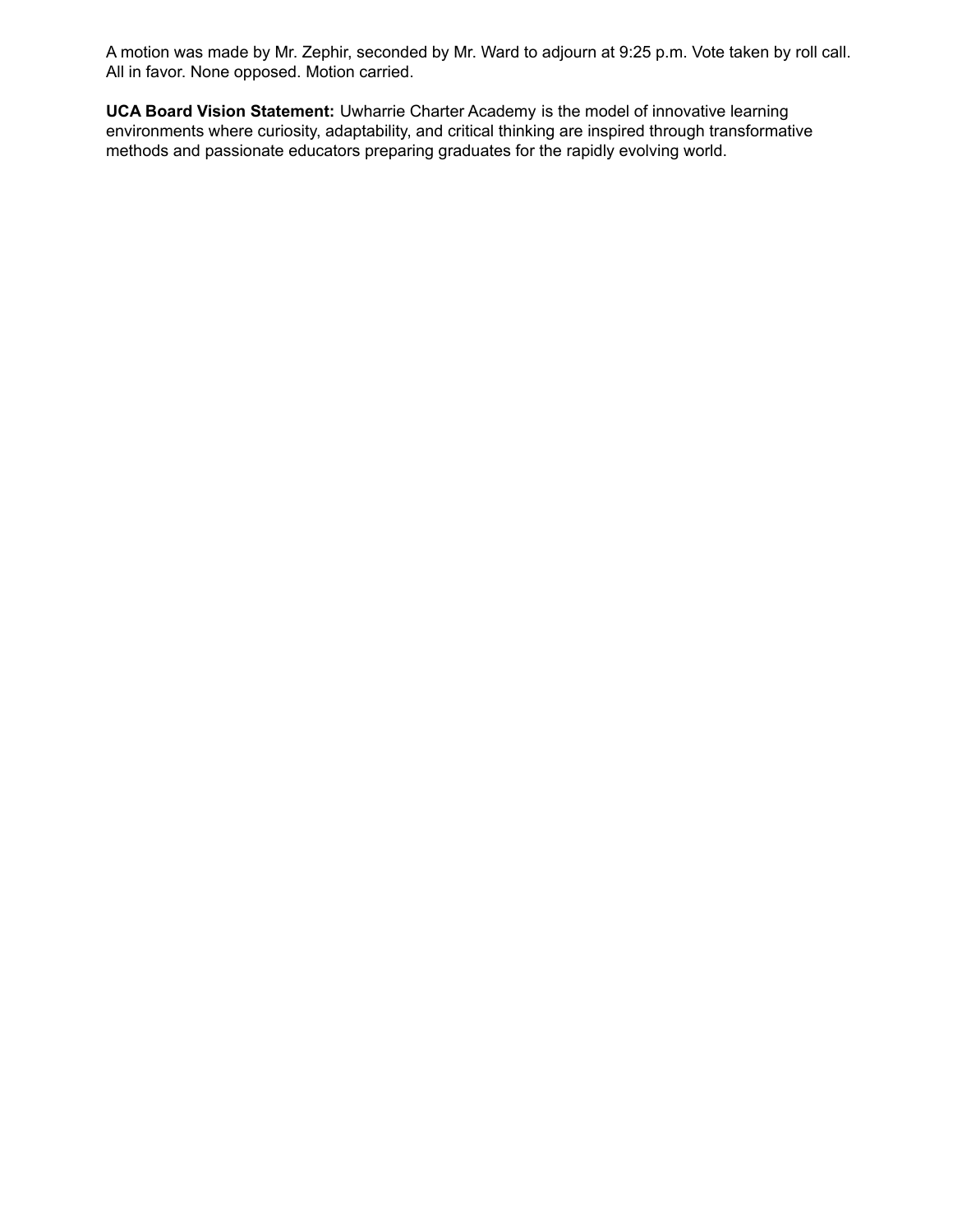A motion was made by Mr. Zephir, seconded by Mr. Ward to adjourn at 9:25 p.m. Vote taken by roll call. All in favor. None opposed. Motion carried.

**UCA Board Vision Statement:** Uwharrie Charter Academy is the model of innovative learning environments where curiosity, adaptability, and critical thinking are inspired through transformative methods and passionate educators preparing graduates for the rapidly evolving world.